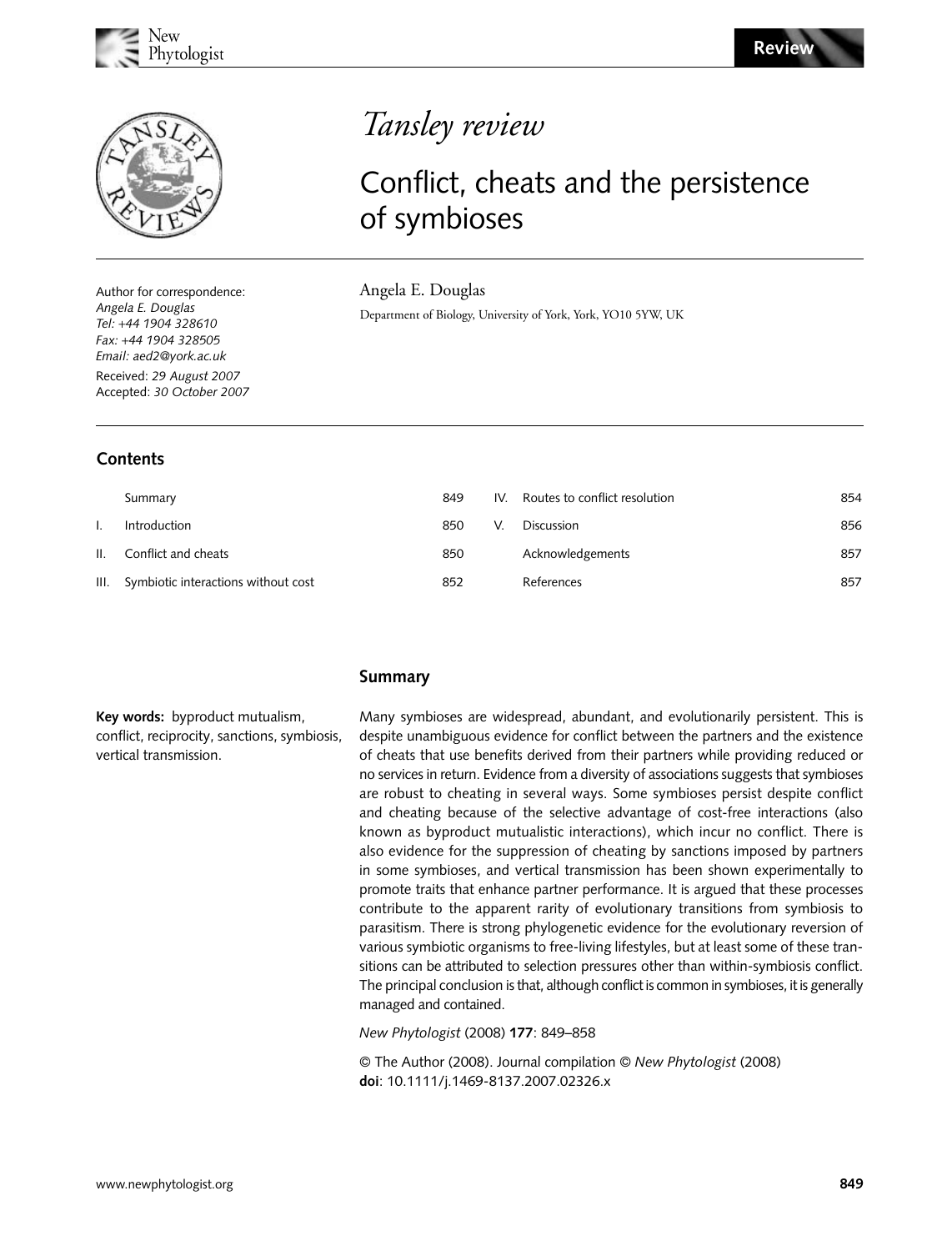# Tansley review

# Conflict, cheats and the persistence of symbioses

Angela E. Douglas

Department of Biology, University of York, York, YO10 5YW, UK

Author for correspondence:
*Angela E. Douglas*
*Tel: +44 1904 328610*
*Fax: +44 1904 328505*
*Email: aed2@york.ac.uk*

Received: *29 August 2007*
Accepted: *30 October 2007*

## Contents

| | | | | | |
|---|---|---|---|---|---|
| | Summary | 849 | IV. | Routes to conflict resolution | 854 |
| I. | Introduction | 850 | V. | Discussion | 856 |
| II. | Conflict and cheats | 850 | | Acknowledgements | 857 |
| III. | Symbiotic interactions without cost | 852 | | References | 857 |

## Summary

**Key words:** byproduct mutualism, conflict, reciprocity, sanctions, symbiosis, vertical transmission.

Many symbioses are widespread, abundant, and evolutionarily persistent. This is despite unambiguous evidence for conflict between the partners and the existence of cheats that use benefits derived from their partners while providing reduced or no services in return. Evidence from a diversity of associations suggests that symbioses are robust to cheating in several ways. Some symbioses persist despite conflict and cheating because of the selective advantage of cost-free interactions (also known as byproduct mutualistic interactions), which incur no conflict. There is also evidence for the suppression of cheating by sanctions imposed by partners in some symbioses, and vertical transmission has been shown experimentally to promote traits that enhance partner performance. It is argued that these processes contribute to the apparent rarity of evolutionary transitions from symbiosis to parasitism. There is strong phylogenetic evidence for the evolutionary reversion of various symbiotic organisms to free-living lifestyles, but at least some of these transitions can be attributed to selection pressures other than within-symbiosis conflict. The principal conclusion is that, although conflict is common in symbioses, it is generally managed and contained.

*New Phytologist* (2008) **177**: 849–858

© The Author (2008). Journal compilation © *New Phytologist* (2008)
**doi**: 10.1111/j.1469-8137.2007.02326.x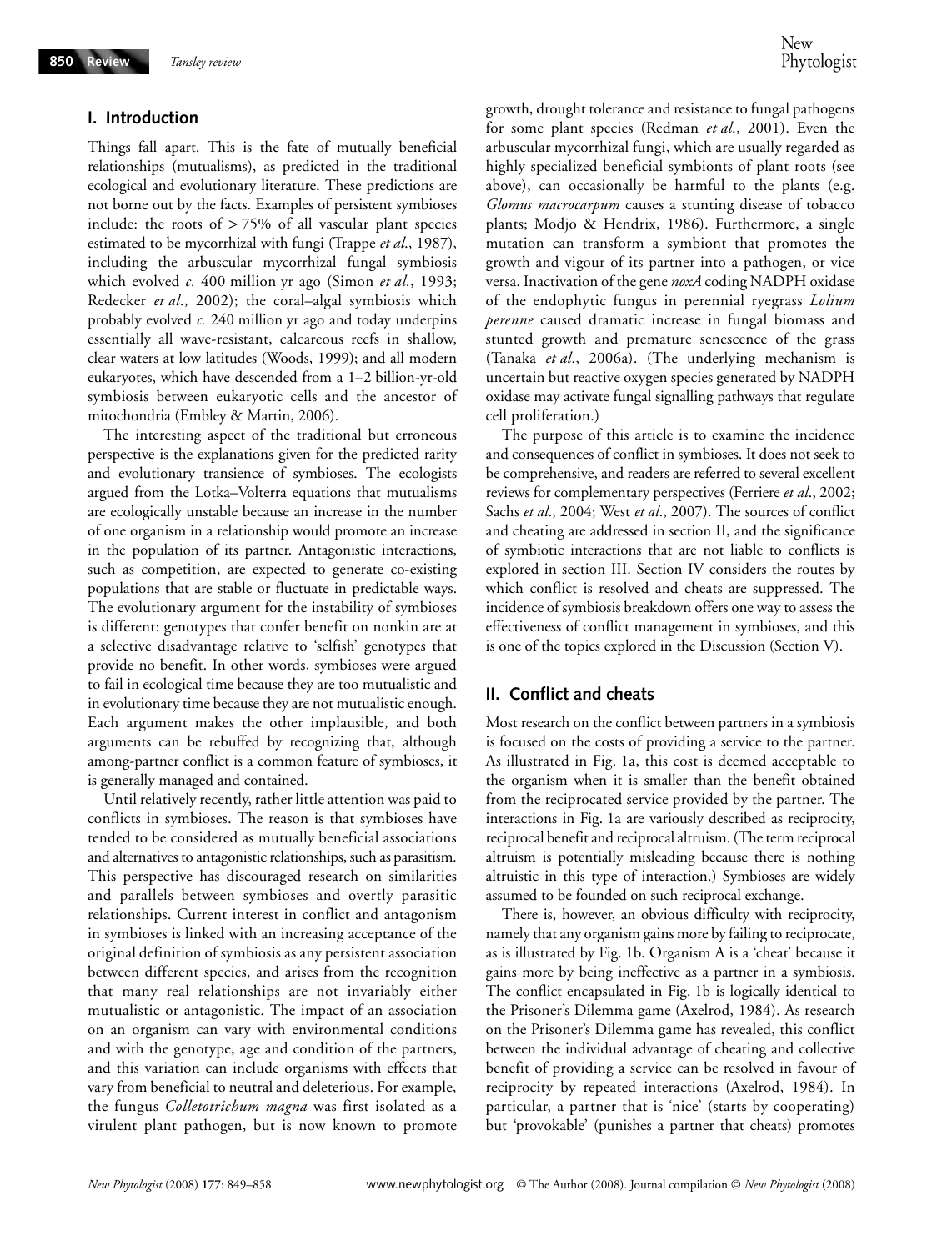## I. Introduction

Things fall apart. This is the fate of mutually beneficial relationships (mutualisms), as predicted in the traditional ecological and evolutionary literature. These predictions are not borne out by the facts. Examples of persistent symbioses include: the roots of > 75% of all vascular plant species estimated to be mycorrhizal with fungi (Trappe *et al*., 1987), including the arbuscular mycorrhizal fungal symbiosis which evolved *c.* 400 million yr ago (Simon *et al*., 1993; Redecker *et al*., 2002); the coral–algal symbiosis which probably evolved *c.* 240 million yr ago and today underpins essentially all wave-resistant, calcareous reefs in shallow, clear waters at low latitudes (Woods, 1999); and all modern eukaryotes, which have descended from a 1–2 billion-yr-old symbiosis between eukaryotic cells and the ancestor of mitochondria (Embley & Martin, 2006).

The interesting aspect of the traditional but erroneous perspective is the explanations given for the predicted rarity and evolutionary transience of symbioses. The ecologists argued from the Lotka–Volterra equations that mutualisms are ecologically unstable because an increase in the number of one organism in a relationship would promote an increase in the population of its partner. Antagonistic interactions, such as competition, are expected to generate co-existing populations that are stable or fluctuate in predictable ways. The evolutionary argument for the instability of symbioses is different: genotypes that confer benefit on nonkin are at a selective disadvantage relative to 'selfish' genotypes that provide no benefit. In other words, symbioses were argued to fail in ecological time because they are too mutualistic and in evolutionary time because they are not mutualistic enough. Each argument makes the other implausible, and both arguments can be rebuffed by recognizing that, although among-partner conflict is a common feature of symbioses, it is generally managed and contained.

Until relatively recently, rather little attention was paid to conflicts in symbioses. The reason is that symbioses have tended to be considered as mutually beneficial associations and alternatives to antagonistic relationships, such as parasitism. This perspective has discouraged research on similarities and parallels between symbioses and overtly parasitic relationships. Current interest in conflict and antagonism in symbioses is linked with an increasing acceptance of the original definition of symbiosis as any persistent association between different species, and arises from the recognition that many real relationships are not invariably either mutualistic or antagonistic. The impact of an association on an organism can vary with environmental conditions and with the genotype, age and condition of the partners, and this variation can include organisms with effects that vary from beneficial to neutral and deleterious. For example, the fungus *Colletotrichum magna* was first isolated as a virulent plant pathogen, but is now known to promote growth, drought tolerance and resistance to fungal pathogens for some plant species (Redman *et al*., 2001). Even the arbuscular mycorrhizal fungi, which are usually regarded as highly specialized beneficial symbionts of plant roots (see above), can occasionally be harmful to the plants (e.g. *Glomus macrocarpum* causes a stunting disease of tobacco plants; Modjo & Hendrix, 1986). Furthermore, a single mutation can transform a symbiont that promotes the growth and vigour of its partner into a pathogen, or vice versa. Inactivation of the gene *noxA* coding NADPH oxidase of the endophytic fungus in perennial ryegrass *Lolium perenne* caused dramatic increase in fungal biomass and stunted growth and premature senescence of the grass (Tanaka *et al*., 2006a). (The underlying mechanism is uncertain but reactive oxygen species generated by NADPH oxidase may activate fungal signalling pathways that regulate cell proliferation.)

The purpose of this article is to examine the incidence and consequences of conflict in symbioses. It does not seek to be comprehensive, and readers are referred to several excellent reviews for complementary perspectives (Ferriere *et al*., 2002; Sachs *et al*., 2004; West *et al*., 2007). The sources of conflict and cheating are addressed in section II, and the significance of symbiotic interactions that are not liable to conflicts is explored in section III. Section IV considers the routes by which conflict is resolved and cheats are suppressed. The incidence of symbiosis breakdown offers one way to assess the effectiveness of conflict management in symbioses, and this is one of the topics explored in the Discussion (Section V).

## II. Conflict and cheats

Most research on the conflict between partners in a symbiosis is focused on the costs of providing a service to the partner. As illustrated in Fig. 1a, this cost is deemed acceptable to the organism when it is smaller than the benefit obtained from the reciprocated service provided by the partner. The interactions in Fig. 1a are variously described as reciprocity, reciprocal benefit and reciprocal altruism. (The term reciprocal altruism is potentially misleading because there is nothing altruistic in this type of interaction.) Symbioses are widely assumed to be founded on such reciprocal exchange.

There is, however, an obvious difficulty with reciprocity, namely that any organism gains more by failing to reciprocate, as is illustrated by Fig. 1b. Organism A is a 'cheat' because it gains more by being ineffective as a partner in a symbiosis. The conflict encapsulated in Fig. 1b is logically identical to the Prisoner's Dilemma game (Axelrod, 1984). As research on the Prisoner's Dilemma game has revealed, this conflict between the individual advantage of cheating and collective benefit of providing a service can be resolved in favour of reciprocity by repeated interactions (Axelrod, 1984). In particular, a partner that is 'nice' (starts by cooperating) but 'provokable' (punishes a partner that cheats) promotes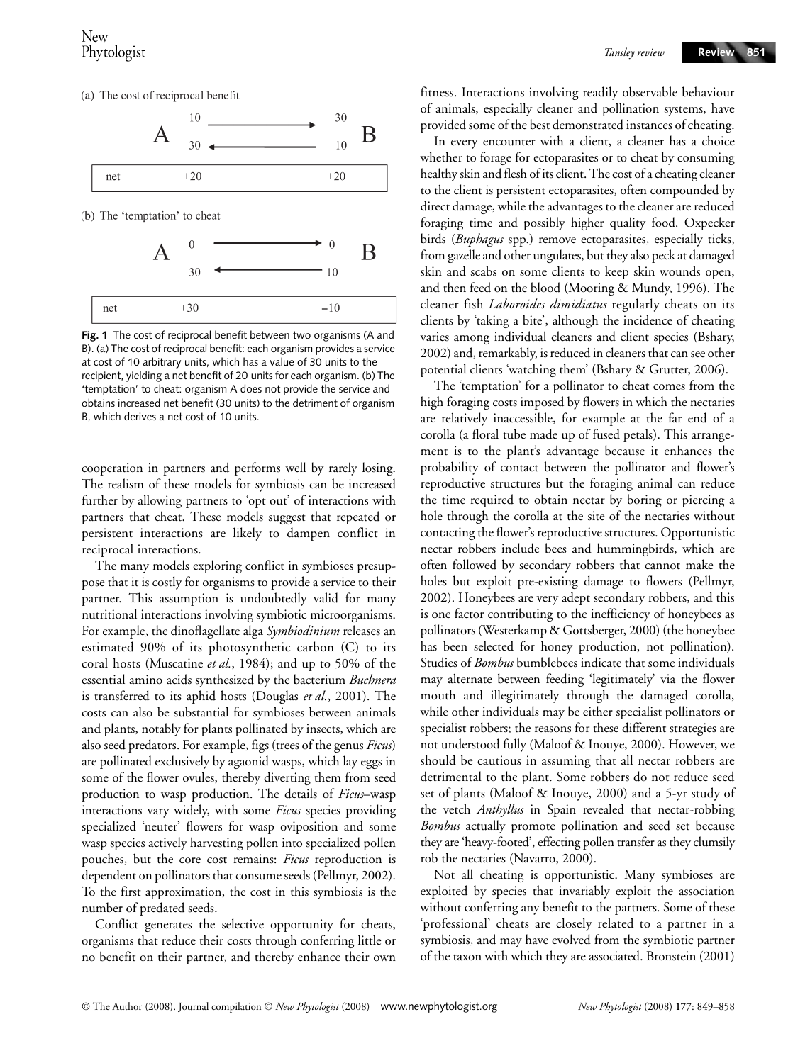(a) The cost of reciprocal benefit

| | A → B | |
|---|---|---|
| A | 10 → 30 | B |
| | 30 ← 10 | |
| net | +20 | +20 |

(b) The 'temptation' to cheat

| | A → B | |
|---|---|---|
| A | 0 → 0 | B |
| | 30 ← 10 | |
| net | +30 | −10 |

**Fig. 1** The cost of reciprocal benefit between two organisms (A and B). (a) The cost of reciprocal benefit: each organism provides a service at cost of 10 arbitrary units, which has a value of 30 units to the recipient, yielding a net benefit of 20 units for each organism. (b) The 'temptation' to cheat: organism A does not provide the service and obtains increased net benefit (30 units) to the detriment of organism B, which derives a net cost of 10 units.

cooperation in partners and performs well by rarely losing. The realism of these models for symbiosis can be increased further by allowing partners to 'opt out' of interactions with partners that cheat. These models suggest that repeated or persistent interactions are likely to dampen conflict in reciprocal interactions.

The many models exploring conflict in symbioses presuppose that it is costly for organisms to provide a service to their partner. This assumption is undoubtedly valid for many nutritional interactions involving symbiotic microorganisms. For example, the dinoflagellate alga *Symbiodinium* releases an estimated 90% of its photosynthetic carbon (C) to its coral hosts (Muscatine *et al.*, 1984); and up to 50% of the essential amino acids synthesized by the bacterium *Buchnera* is transferred to its aphid hosts (Douglas *et al.*, 2001). The costs can also be substantial for symbioses between animals and plants, notably for plants pollinated by insects, which are also seed predators. For example, figs (trees of the genus *Ficus*) are pollinated exclusively by agaonid wasps, which lay eggs in some of the flower ovules, thereby diverting them from seed production to wasp production. The details of *Ficus*–wasp interactions vary widely, with some *Ficus* species providing specialized 'neuter' flowers for wasp oviposition and some wasp species actively harvesting pollen into specialized pollen pouches, but the core cost remains: *Ficus* reproduction is dependent on pollinators that consume seeds (Pellmyr, 2002). To the first approximation, the cost in this symbiosis is the number of predated seeds.

Conflict generates the selective opportunity for cheats, organisms that reduce their costs through conferring little or no benefit on their partner, and thereby enhance their own fitness. Interactions involving readily observable behaviour of animals, especially cleaner and pollination systems, have provided some of the best demonstrated instances of cheating.

In every encounter with a client, a cleaner has a choice whether to forage for ectoparasites or to cheat by consuming healthy skin and flesh of its client. The cost of a cheating cleaner to the client is persistent ectoparasites, often compounded by direct damage, while the advantages to the cleaner are reduced foraging time and possibly higher quality food. Oxpecker birds (*Buphagus* spp.) remove ectoparasites, especially ticks, from gazelle and other ungulates, but they also peck at damaged skin and scabs on some clients to keep skin wounds open, and then feed on the blood (Mooring & Mundy, 1996). The cleaner fish *Laboroides dimidiatus* regularly cheats on its clients by 'taking a bite', although the incidence of cheating varies among individual cleaners and client species (Bshary, 2002) and, remarkably, is reduced in cleaners that can see other potential clients 'watching them' (Bshary & Grutter, 2006).

The 'temptation' for a pollinator to cheat comes from the high foraging costs imposed by flowers in which the nectaries are relatively inaccessible, for example at the far end of a corolla (a floral tube made up of fused petals). This arrangement is to the plant's advantage because it enhances the probability of contact between the pollinator and flower's reproductive structures but the foraging animal can reduce the time required to obtain nectar by boring or piercing a hole through the corolla at the site of the nectaries without contacting the flower's reproductive structures. Opportunistic nectar robbers include bees and hummingbirds, which are often followed by secondary robbers that cannot make the holes but exploit pre-existing damage to flowers (Pellmyr, 2002). Honeybees are very adept secondary robbers, and this is one factor contributing to the inefficiency of honeybees as pollinators (Westerkamp & Gottsberger, 2000) (the honeybee has been selected for honey production, not pollination). Studies of *Bombus* bumblebees indicate that some individuals may alternate between feeding 'legitimately' via the flower mouth and illegitimately through the damaged corolla, while other individuals may be either specialist pollinators or specialist robbers; the reasons for these different strategies are not understood fully (Maloof & Inouye, 2000). However, we should be cautious in assuming that all nectar robbers are detrimental to the plant. Some robbers do not reduce seed set of plants (Maloof & Inouye, 2000) and a 5-yr study of the vetch *Anthyllus* in Spain revealed that nectar-robbing *Bombus* actually promote pollination and seed set because they are 'heavy-footed', effecting pollen transfer as they clumsily rob the nectaries (Navarro, 2000).

Not all cheating is opportunistic. Many symbioses are exploited by species that invariably exploit the association without conferring any benefit to the partners. Some of these 'professional' cheats are closely related to a partner in a symbiosis, and may have evolved from the symbiotic partner of the taxon with which they are associated. Bronstein (2001)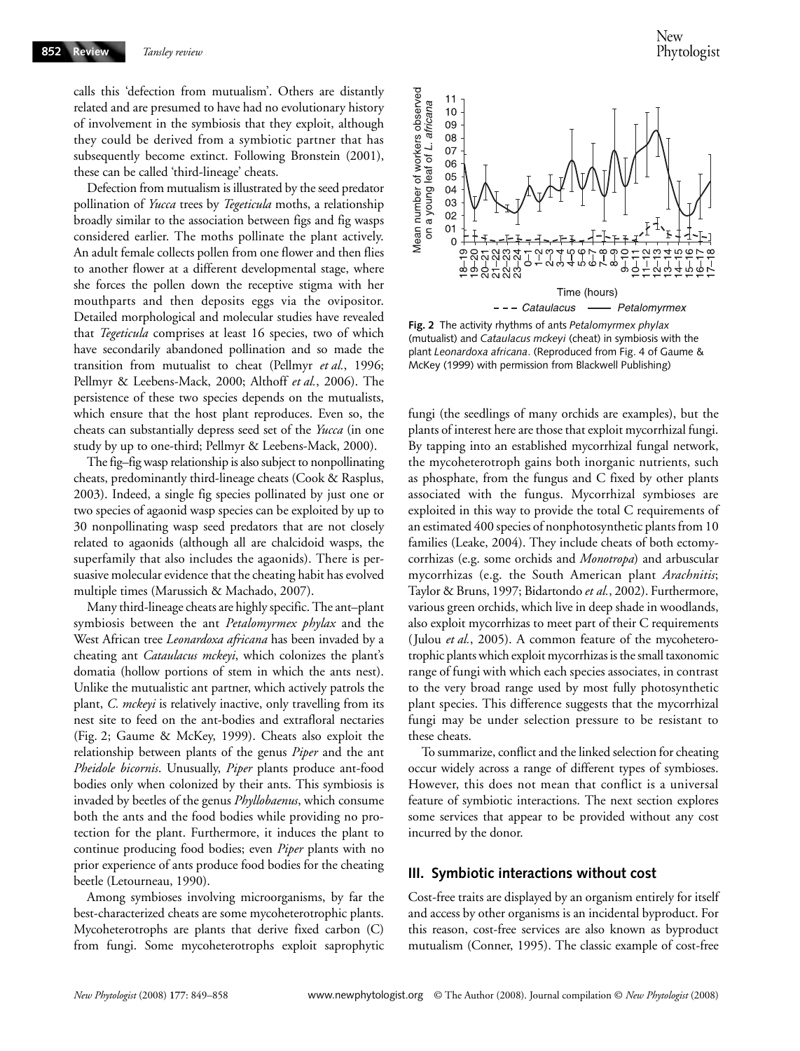calls this 'defection from mutualism'. Others are distantly related and are presumed to have had no evolutionary history of involvement in the symbiosis that they exploit, although they could be derived from a symbiotic partner that has subsequently become extinct. Following Bronstein (2001), these can be called 'third-lineage' cheats.

Defection from mutualism is illustrated by the seed predator pollination of *Yucca* trees by *Tegeticula* moths, a relationship broadly similar to the association between figs and fig wasps considered earlier. The moths pollinate the plant actively. An adult female collects pollen from one flower and then flies to another flower at a different developmental stage, where she forces the pollen down the receptive stigma with her mouthparts and then deposits eggs via the ovipositor. Detailed morphological and molecular studies have revealed that *Tegeticula* comprises at least 16 species, two of which have secondarily abandoned pollination and so made the transition from mutualist to cheat (Pellmyr *et al.*, 1996; Pellmyr & Leebens-Mack, 2000; Althoff *et al.*, 2006). The persistence of these two species depends on the mutualists, which ensure that the host plant reproduces. Even so, the cheats can substantially depress seed set of the *Yucca* (in one study by up to one-third; Pellmyr & Leebens-Mack, 2000).

The fig–fig wasp relationship is also subject to nonpollinating cheats, predominantly third-lineage cheats (Cook & Rasplus, 2003). Indeed, a single fig species pollinated by just one or two species of agaonid wasp species can be exploited by up to 30 nonpollinating wasp seed predators that are not closely related to agaonids (although all are chalcidoid wasps, the superfamily that also includes the agaonids). There is persuasive molecular evidence that the cheating habit has evolved multiple times (Marussich & Machado, 2007).

Many third-lineage cheats are highly specific. The ant–plant symbiosis between the ant *Petalomyrmex phylax* and the West African tree *Leonardoxa africana* has been invaded by a cheating ant *Cataulacus mckeyi*, which colonizes the plant's domatia (hollow portions of stem in which the ants nest). Unlike the mutualistic ant partner, which actively patrols the plant, *C. mckeyi* is relatively inactive, only travelling from its nest site to feed on the ant-bodies and extrafloral nectaries (Fig. 2; Gaume & McKey, 1999). Cheats also exploit the relationship between plants of the genus *Piper* and the ant *Pheidole bicornis*. Unusually, *Piper* plants produce ant-food bodies only when colonized by their ants. This symbiosis is invaded by beetles of the genus *Phyllobaenus*, which consume both the ants and the food bodies while providing no protection for the plant. Furthermore, it induces the plant to continue producing food bodies; even *Piper* plants with no prior experience of ants produce food bodies for the cheating beetle (Letourneau, 1990).

Among symbioses involving microorganisms, by far the best-characterized cheats are some mycoheterotrophic plants. Mycoheterotrophs are plants that derive fixed carbon (C) from fungi. Some mycoheterotrophs exploit saprophytic fungi (the seedlings of many orchids are examples), but the plants of interest here are those that exploit mycorrhizal fungi. By tapping into an established mycorrhizal fungal network, the mycoheterotroph gains both inorganic nutrients, such as phosphate, from the fungus and C fixed by other plants associated with the fungus. Mycorrhizal symbioses are exploited in this way to provide the total C requirements of an estimated 400 species of nonphotosynthetic plants from 10 families (Leake, 2004). They include cheats of both ectomycorrhizas (e.g. some orchids and *Monotropa*) and arbuscular mycorrhizas (e.g. the South American plant *Arachnitis*; Taylor & Bruns, 1997; Bidartondo *et al.*, 2002). Furthermore, various green orchids, which live in deep shade in woodlands, also exploit mycorrhizas to meet part of their C requirements (Julou *et al.*, 2005). A common feature of the mycoheterotrophic plants which exploit mycorrhizas is the small taxonomic range of fungi with which each species associates, in contrast to the very broad range used by most fully photosynthetic plant species. This difference suggests that the mycorrhizal fungi may be under selection pressure to be resistant to these cheats.

**Fig. 2** The activity rhythms of ants *Petalomyrmex phylax* (mutualist) and *Cataulacus mckeyi* (cheat) in symbiosis with the plant *Leonardoxa africana*. (Reproduced from Fig. 4 of Gaume & McKey (1999) with permission from Blackwell Publishing)

To summarize, conflict and the linked selection for cheating occur widely across a range of different types of symbioses. However, this does not mean that conflict is a universal feature of symbiotic interactions. The next section explores some services that appear to be provided without any cost incurred by the donor.

## III. Symbiotic interactions without cost

Cost-free traits are displayed by an organism entirely for itself and access by other organisms is an incidental byproduct. For this reason, cost-free services are also known as byproduct mutualism (Conner, 1995). The classic example of cost-free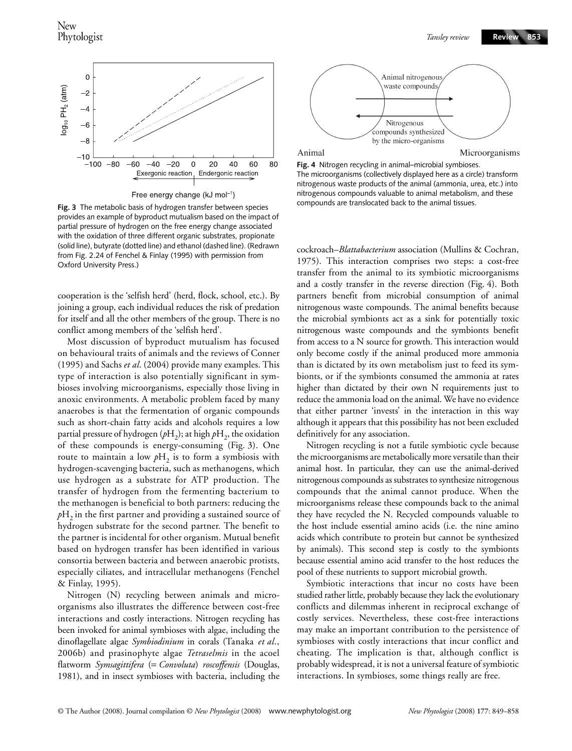**Fig. 3** The metabolic basis of hydrogen transfer between species provides an example of byproduct mutualism based on the impact of partial pressure of hydrogen on the free energy change associated with the oxidation of three different organic substrates, propionate (solid line), butyrate (dotted line) and ethanol (dashed line). (Redrawn from Fig. 2.24 of Fenchel & Finlay (1995) with permission from Oxford University Press.)

**Fig. 4** Nitrogen recycling in animal–microbial symbioses. The microorganisms (collectively displayed here as a circle) transform nitrogenous waste products of the animal (ammonia, urea, etc.) into nitrogenous compounds valuable to animal metabolism, and these compounds are translocated back to the animal tissues.

cooperation is the 'selfish herd' (herd, flock, school, etc.). By joining a group, each individual reduces the risk of predation for itself and all the other members of the group. There is no conflict among members of the 'selfish herd'.

Most discussion of byproduct mutualism has focused on behavioural traits of animals and the reviews of Conner (1995) and Sachs *et al*. (2004) provide many examples. This type of interaction is also potentially significant in symbioses involving microorganisms, especially those living in anoxic environments. A metabolic problem faced by many anaerobes is that the fermentation of organic compounds such as short-chain fatty acids and alcohols requires a low partial pressure of hydrogen ($pH_2$); at high $pH_2$, the oxidation of these compounds is energy-consuming (Fig. 3). One route to maintain a low $pH_2$ is to form a symbiosis with hydrogen-scavenging bacteria, such as methanogens, which use hydrogen as a substrate for ATP production. The transfer of hydrogen from the fermenting bacterium to the methanogen is beneficial to both partners: reducing the $pH_2$ in the first partner and providing a sustained source of hydrogen substrate for the second partner. The benefit to the partner is incidental for other organism. Mutual benefit based on hydrogen transfer has been identified in various consortia between bacteria and between anaerobic protists, especially ciliates, and intracellular methanogens (Fenchel & Finlay, 1995).

Nitrogen (N) recycling between animals and microorganisms also illustrates the difference between cost-free interactions and costly interactions. Nitrogen recycling has been invoked for animal symbioses with algae, including the dinoflagellate algae *Symbiodinium* in corals (Tanaka *et al*., 2006b) and prasinophyte algae *Tetraselmis* in the acoel flatworm *Symsagittifera* (= *Convoluta*) *roscoffensis* (Douglas, 1981), and in insect symbioses with bacteria, including the cockroach–*Blattabacterium* association (Mullins & Cochran, 1975). This interaction comprises two steps: a cost-free transfer from the animal to its symbiotic microorganisms and a costly transfer in the reverse direction (Fig. 4). Both partners benefit from microbial consumption of animal nitrogenous waste compounds. The animal benefits because the microbial symbionts act as a sink for potentially toxic nitrogenous waste compounds and the symbionts benefit from access to a N source for growth. This interaction would only become costly if the animal produced more ammonia than is dictated by its own metabolism just to feed its symbionts, or if the symbionts consumed the ammonia at rates higher than dictated by their own N requirements just to reduce the ammonia load on the animal. We have no evidence that either partner 'invests' in the interaction in this way although it appears that this possibility has not been excluded definitively for any association.

Nitrogen recycling is not a futile symbiotic cycle because the microorganisms are metabolically more versatile than their animal host. In particular, they can use the animal-derived nitrogenous compounds as substrates to synthesize nitrogenous compounds that the animal cannot produce. When the microorganisms release these compounds back to the animal they have recycled the N. Recycled compounds valuable to the host include essential amino acids (i.e. the nine amino acids which contribute to protein but cannot be synthesized by animals). This second step is costly to the symbionts because essential amino acid transfer to the host reduces the pool of these nutrients to support microbial growth.

Symbiotic interactions that incur no costs have been studied rather little, probably because they lack the evolutionary conflicts and dilemmas inherent in reciprocal exchange of costly services. Nevertheless, these cost-free interactions may make an important contribution to the persistence of symbioses with costly interactions that incur conflict and cheating. The implication is that, although conflict is probably widespread, it is not a universal feature of symbiotic interactions. In symbioses, some things really are free.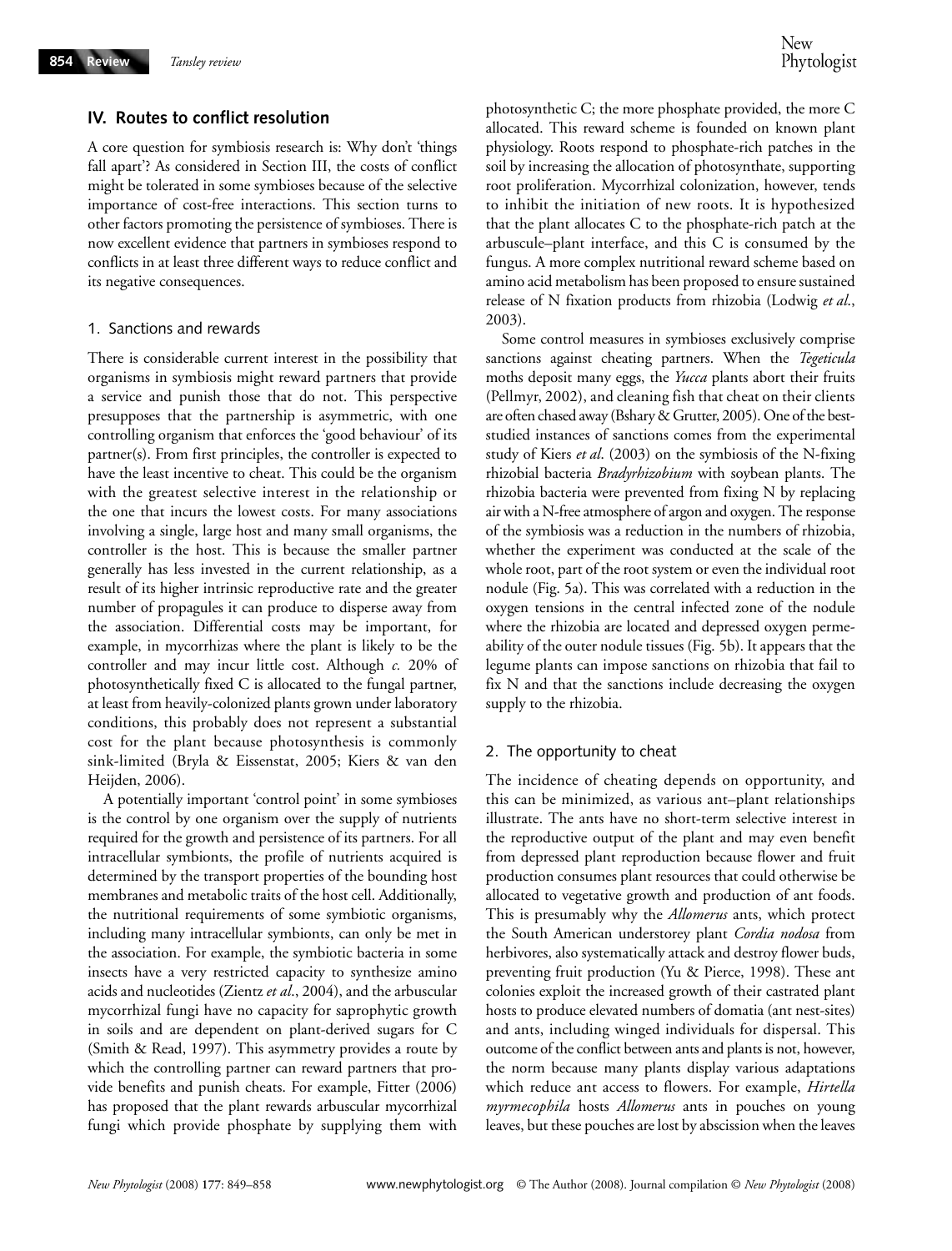## IV. Routes to conflict resolution

A core question for symbiosis research is: Why don't 'things fall apart'? As considered in Section III, the costs of conflict might be tolerated in some symbioses because of the selective importance of cost-free interactions. This section turns to other factors promoting the persistence of symbioses. There is now excellent evidence that partners in symbioses respond to conflicts in at least three different ways to reduce conflict and its negative consequences.

### 1. Sanctions and rewards

There is considerable current interest in the possibility that organisms in symbiosis might reward partners that provide a service and punish those that do not. This perspective presupposes that the partnership is asymmetric, with one controlling organism that enforces the 'good behaviour' of its partner(s). From first principles, the controller is expected to have the least incentive to cheat. This could be the organism with the greatest selective interest in the relationship or the one that incurs the lowest costs. For many associations involving a single, large host and many small organisms, the controller is the host. This is because the smaller partner generally has less invested in the current relationship, as a result of its higher intrinsic reproductive rate and the greater number of propagules it can produce to disperse away from the association. Differential costs may be important, for example, in mycorrhizas where the plant is likely to be the controller and may incur little cost. Although *c.* 20% of photosynthetically fixed C is allocated to the fungal partner, at least from heavily-colonized plants grown under laboratory conditions, this probably does not represent a substantial cost for the plant because photosynthesis is commonly sink-limited (Bryla & Eissenstat, 2005; Kiers & van den Heijden, 2006).

A potentially important 'control point' in some symbioses is the control by one organism over the supply of nutrients required for the growth and persistence of its partners. For all intracellular symbionts, the profile of nutrients acquired is determined by the transport properties of the bounding host membranes and metabolic traits of the host cell. Additionally, the nutritional requirements of some symbiotic organisms, including many intracellular symbionts, can only be met in the association. For example, the symbiotic bacteria in some insects have a very restricted capacity to synthesize amino acids and nucleotides (Zientz *et al*., 2004), and the arbuscular mycorrhizal fungi have no capacity for saprophytic growth in soils and are dependent on plant-derived sugars for C (Smith & Read, 1997). This asymmetry provides a route by which the controlling partner can reward partners that provide benefits and punish cheats. For example, Fitter (2006) has proposed that the plant rewards arbuscular mycorrhizal fungi which provide phosphate by supplying them with photosynthetic C; the more phosphate provided, the more C allocated. This reward scheme is founded on known plant physiology. Roots respond to phosphate-rich patches in the soil by increasing the allocation of photosynthate, supporting root proliferation. Mycorrhizal colonization, however, tends to inhibit the initiation of new roots. It is hypothesized that the plant allocates C to the phosphate-rich patch at the arbuscule–plant interface, and this C is consumed by the fungus. A more complex nutritional reward scheme based on amino acid metabolism has been proposed to ensure sustained release of N fixation products from rhizobia (Lodwig *et al*., 2003).

Some control measures in symbioses exclusively comprise sanctions against cheating partners. When the *Tegeticula* moths deposit many eggs, the *Yucca* plants abort their fruits (Pellmyr, 2002), and cleaning fish that cheat on their clients are often chased away (Bshary & Grutter, 2005). One of the best-studied instances of sanctions comes from the experimental study of Kiers *et al*. (2003) on the symbiosis of the N-fixing rhizobial bacteria *Bradyrhizobium* with soybean plants. The rhizobia bacteria were prevented from fixing N by replacing air with a N-free atmosphere of argon and oxygen. The response of the symbiosis was a reduction in the numbers of rhizobia, whether the experiment was conducted at the scale of the whole root, part of the root system or even the individual root nodule (Fig. 5a). This was correlated with a reduction in the oxygen tensions in the central infected zone of the nodule where the rhizobia are located and depressed oxygen permeability of the outer nodule tissues (Fig. 5b). It appears that the legume plants can impose sanctions on rhizobia that fail to fix N and that the sanctions include decreasing the oxygen supply to the rhizobia.

### 2. The opportunity to cheat

The incidence of cheating depends on opportunity, and this can be minimized, as various ant–plant relationships illustrate. The ants have no short-term selective interest in the reproductive output of the plant and may even benefit from depressed plant reproduction because flower and fruit production consumes plant resources that could otherwise be allocated to vegetative growth and production of ant foods. This is presumably why the *Allomerus* ants, which protect the South American understorey plant *Cordia nodosa* from herbivores, also systematically attack and destroy flower buds, preventing fruit production (Yu & Pierce, 1998). These ant colonies exploit the increased growth of their castrated plant hosts to produce elevated numbers of domatia (ant nest-sites) and ants, including winged individuals for dispersal. This outcome of the conflict between ants and plants is not, however, the norm because many plants display various adaptations which reduce ant access to flowers. For example, *Hirtella myrmecophila* hosts *Allomerus* ants in pouches on young leaves, but these pouches are lost by abscission when the leaves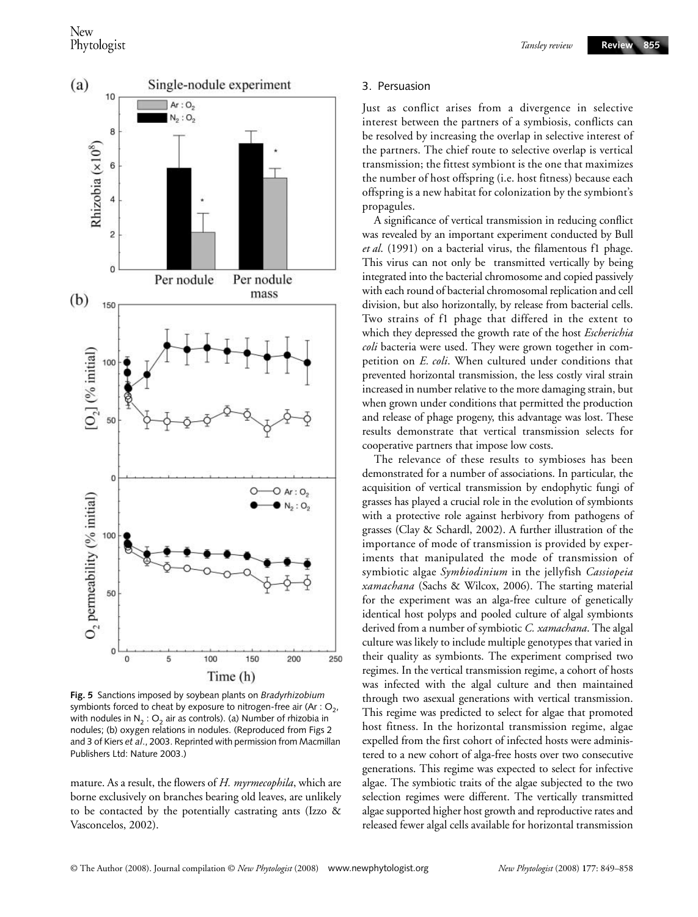**Fig. 5** Sanctions imposed by soybean plants on *Bradyrhizobium* symbionts forced to cheat by exposure to nitrogen-free air ($Ar : O_2$, with nodules in $N_2 : O_2$ air as controls). (a) Number of rhizobia in nodules; (b) oxygen relations in nodules. (Reproduced from Figs 2 and 3 of Kiers *et al*., 2003. Reprinted with permission from Macmillan Publishers Ltd: Nature 2003.)

mature. As a result, the flowers of *H. myrmecophila*, which are borne exclusively on branches bearing old leaves, are unlikely to be contacted by the potentially castrating ants (Izzo & Vasconcelos, 2002).

### 3. Persuasion

Just as conflict arises from a divergence in selective interest between the partners of a symbiosis, conflicts can be resolved by increasing the overlap in selective interest of the partners. The chief route to selective overlap is vertical transmission; the fittest symbiont is the one that maximizes the number of host offspring (i.e. host fitness) because each offspring is a new habitat for colonization by the symbiont's propagules.

A significance of vertical transmission in reducing conflict was revealed by an important experiment conducted by Bull *et al*. (1991) on a bacterial virus, the filamentous f1 phage. This virus can not only be transmitted vertically by being integrated into the bacterial chromosome and copied passively with each round of bacterial chromosomal replication and cell division, but also horizontally, by release from bacterial cells. Two strains of f1 phage that differed in the extent to which they depressed the growth rate of the host *Escherichia coli* bacteria were used. They were grown together in competition on *E. coli*. When cultured under conditions that prevented horizontal transmission, the less costly viral strain increased in number relative to the more damaging strain, but when grown under conditions that permitted the production and release of phage progeny, this advantage was lost. These results demonstrate that vertical transmission selects for cooperative partners that impose low costs.

The relevance of these results to symbioses has been demonstrated for a number of associations. In particular, the acquisition of vertical transmission by endophytic fungi of grasses has played a crucial role in the evolution of symbionts with a protective role against herbivory from pathogens of grasses (Clay & Schardl, 2002). A further illustration of the importance of mode of transmission is provided by experiments that manipulated the mode of transmission of symbiotic algae *Symbiodinium* in the jellyfish *Cassiopeia xamachana* (Sachs & Wilcox, 2006). The starting material for the experiment was an alga-free culture of genetically identical host polyps and pooled culture of algal symbionts derived from a number of symbiotic *C. xamachana*. The algal culture was likely to include multiple genotypes that varied in their quality as symbionts. The experiment comprised two regimes. In the vertical transmission regime, a cohort of hosts was infected with the algal culture and then maintained through two asexual generations with vertical transmission. This regime was predicted to select for algae that promoted host fitness. In the horizontal transmission regime, algae expelled from the first cohort of infected hosts were administered to a new cohort of alga-free hosts over two consecutive generations. This regime was expected to select for infective algae. The symbiotic traits of the algae subjected to the two selection regimes were different. The vertically transmitted algae supported higher host growth and reproductive rates and released fewer algal cells available for horizontal transmission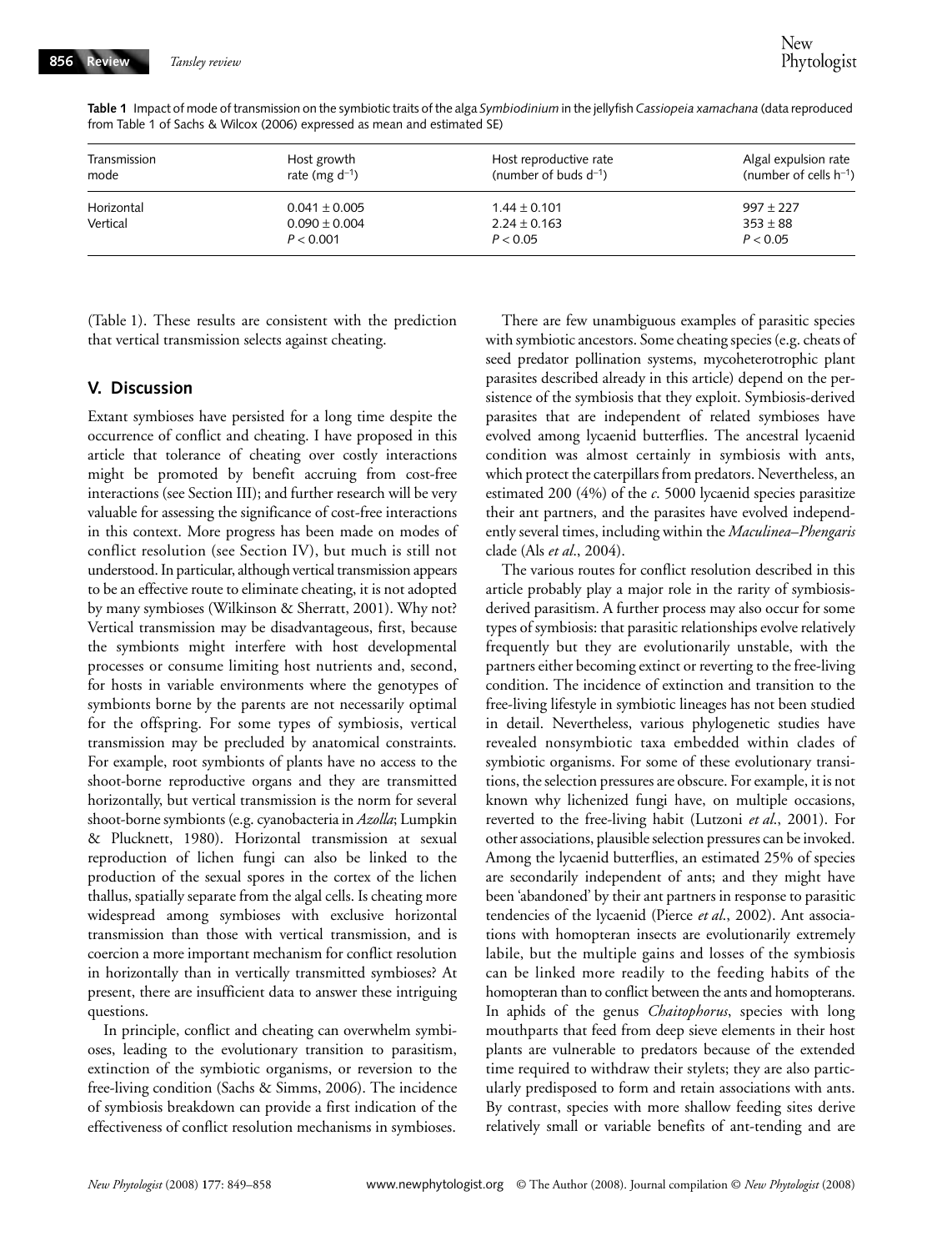**Table 1** Impact of mode of transmission on the symbiotic traits of the alga *Symbiodinium* in the jellyfish *Cassiopeia xamachana* (data reproduced from Table 1 of Sachs & Wilcox (2006) expressed as mean and estimated SE)

| Transmission mode | Host growth rate (mg $d^{-1}$) | Host reproductive rate (number of buds $d^{-1}$) | Algal expulsion rate (number of cells $h^{-1}$) |
|---|---|---|---|
| Horizontal | $0.041 \pm 0.005$ | $1.44 \pm 0.101$ | $997 \pm 227$ |
| Vertical | $0.090 \pm 0.004$ | $2.24 \pm 0.163$ | $353 \pm 88$ |
| | $P < 0.001$ | $P < 0.05$ | $P < 0.05$ |

(Table 1). These results are consistent with the prediction that vertical transmission selects against cheating.

## V. Discussion

Extant symbioses have persisted for a long time despite the occurrence of conflict and cheating. I have proposed in this article that tolerance of cheating over costly interactions might be promoted by benefit accruing from cost-free interactions (see Section III); and further research will be very valuable for assessing the significance of cost-free interactions in this context. More progress has been made on modes of conflict resolution (see Section IV), but much is still not understood. In particular, although vertical transmission appears to be an effective route to eliminate cheating, it is not adopted by many symbioses (Wilkinson & Sherratt, 2001). Why not? Vertical transmission may be disadvantageous, first, because the symbionts might interfere with host developmental processes or consume limiting host nutrients and, second, for hosts in variable environments where the genotypes of symbionts borne by the parents are not necessarily optimal for the offspring. For some types of symbiosis, vertical transmission may be precluded by anatomical constraints. For example, root symbionts of plants have no access to the shoot-borne reproductive organs and they are transmitted horizontally, but vertical transmission is the norm for several shoot-borne symbionts (e.g. cyanobacteria in *Azolla*; Lumpkin & Plucknett, 1980). Horizontal transmission at sexual reproduction of lichen fungi can also be linked to the production of the sexual spores in the cortex of the lichen thallus, spatially separate from the algal cells. Is cheating more widespread among symbioses with exclusive horizontal transmission than those with vertical transmission, and is coercion a more important mechanism for conflict resolution in horizontally than in vertically transmitted symbioses? At present, there are insufficient data to answer these intriguing questions.

In principle, conflict and cheating can overwhelm symbioses, leading to the evolutionary transition to parasitism, extinction of the symbiotic organisms, or reversion to the free-living condition (Sachs & Simms, 2006). The incidence of symbiosis breakdown can provide a first indication of the effectiveness of conflict resolution mechanisms in symbioses.

There are few unambiguous examples of parasitic species with symbiotic ancestors. Some cheating species (e.g. cheats of seed predator pollination systems, mycoheterotrophic plant parasites described already in this article) depend on the persistence of the symbiosis that they exploit. Symbiosis-derived parasites that are independent of related symbioses have evolved among lycaenid butterflies. The ancestral lycaenid condition was almost certainly in symbiosis with ants, which protect the caterpillars from predators. Nevertheless, an estimated 200 (4%) of the *c.* 5000 lycaenid species parasitize their ant partners, and the parasites have evolved independently several times, including within the *Maculinea–Phengaris* clade (Als *et al.*, 2004).

The various routes for conflict resolution described in this article probably play a major role in the rarity of symbiosis-derived parasitism. A further process may also occur for some types of symbiosis: that parasitic relationships evolve relatively frequently but they are evolutionarily unstable, with the partners either becoming extinct or reverting to the free-living condition. The incidence of extinction and transition to the free-living lifestyle in symbiotic lineages has not been studied in detail. Nevertheless, various phylogenetic studies have revealed nonsymbiotic taxa embedded within clades of symbiotic organisms. For some of these evolutionary transitions, the selection pressures are obscure. For example, it is not known why lichenized fungi have, on multiple occasions, reverted to the free-living habit (Lutzoni *et al.*, 2001). For other associations, plausible selection pressures can be invoked. Among the lycaenid butterflies, an estimated 25% of species are secondarily independent of ants; and they might have been 'abandoned' by their ant partners in response to parasitic tendencies of the lycaenid (Pierce *et al.*, 2002). Ant associations with homopteran insects are evolutionarily extremely labile, but the multiple gains and losses of the symbiosis can be linked more readily to the feeding habits of the homopteran than to conflict between the ants and homopterans. In aphids of the genus *Chaitophorus*, species with long mouthparts that feed from deep sieve elements in their host plants are vulnerable to predators because of the extended time required to withdraw their stylets; they are also particularly predisposed to form and retain associations with ants. By contrast, species with more shallow feeding sites derive relatively small or variable benefits of ant-tending and are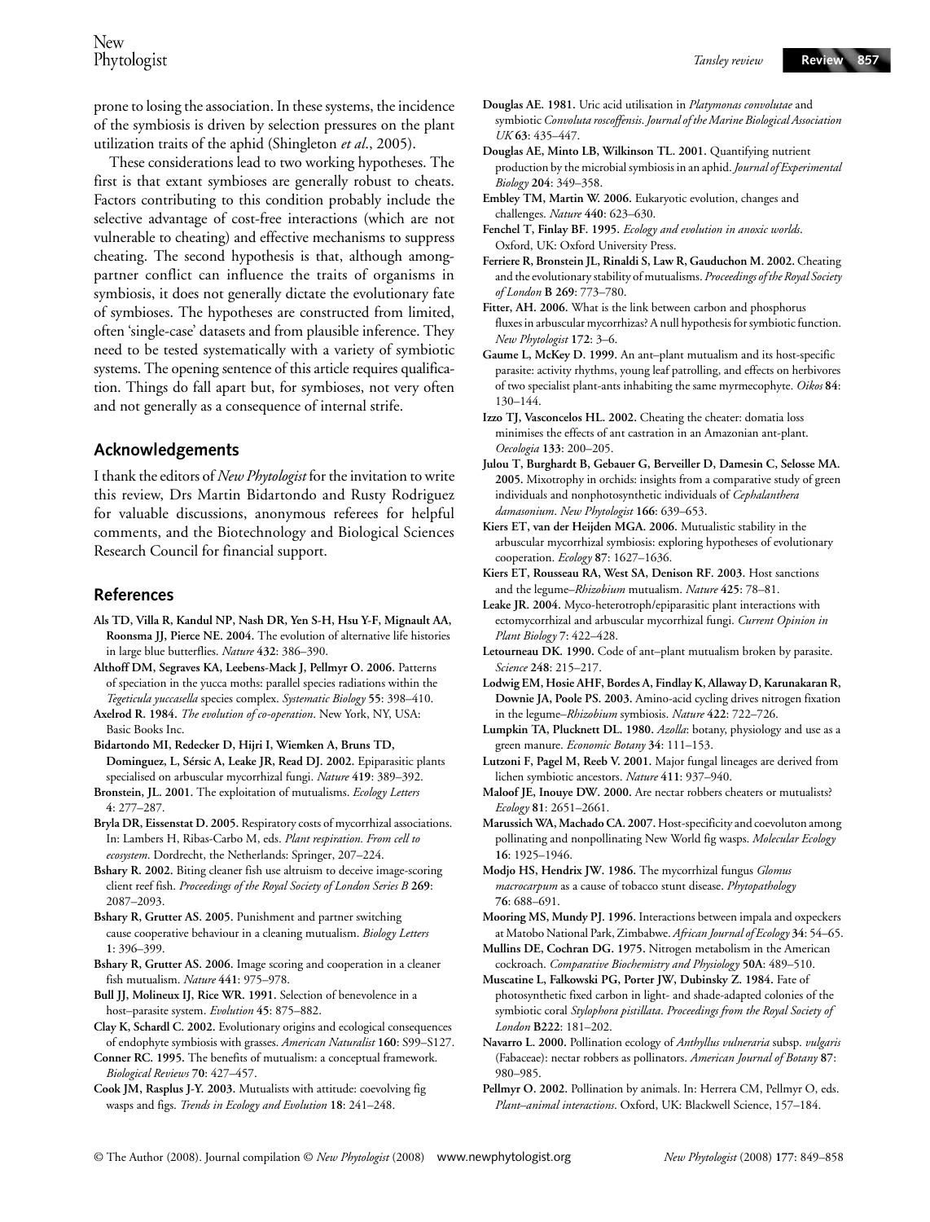prone to losing the association. In these systems, the incidence of the symbiosis is driven by selection pressures on the plant utilization traits of the aphid (Shingleton *et al*., 2005).

These considerations lead to two working hypotheses. The first is that extant symbioses are generally robust to cheats. Factors contributing to this condition probably include the selective advantage of cost-free interactions (which are not vulnerable to cheating) and effective mechanisms to suppress cheating. The second hypothesis is that, although among-partner conflict can influence the traits of organisms in symbiosis, it does not generally dictate the evolutionary fate of symbioses. The hypotheses are constructed from limited, often 'single-case' datasets and from plausible inference. They need to be tested systematically with a variety of symbiotic systems. The opening sentence of this article requires qualification. Things do fall apart but, for symbioses, not very often and not generally as a consequence of internal strife.

## Acknowledgements

I thank the editors of *New Phytologist* for the invitation to write this review, Drs Martin Bidartondo and Rusty Rodriguez for valuable discussions, anonymous referees for helpful comments, and the Biotechnology and Biological Sciences Research Council for financial support.

## References

**Als TD, Villa R, Kandul NP, Nash DR, Yen S-H, Hsu Y-F, Mignault AA, Roonsma JJ, Pierce NE. 2004.** The evolution of alternative life histories in large blue butterflies. *Nature* **432**: 386–390.

**Althoff DM, Segraves KA, Leebens-Mack J, Pellmyr O. 2006.** Patterns of speciation in the yucca moths: parallel species radiations within the *Tegeticula yuccasella* species complex. *Systematic Biology* **55**: 398–410.

**Axelrod R. 1984.** *The evolution of co-operation*. New York, NY, USA: Basic Books Inc.

**Bidartondo MI, Redecker D, Hijri I, Wiemken A, Bruns TD, Dominguez, L, Sérsic A, Leake JR, Read DJ. 2002.** Epiparasitic plants specialised on arbuscular mycorrhizal fungi. *Nature* **419**: 389–392.

**Bronstein, JL. 2001.** The exploitation of mutualisms. *Ecology Letters* **4**: 277–287.

**Bryla DR, Eissenstat D. 2005.** Respiratory costs of mycorrhizal associations. In: Lambers H, Ribas-Carbo M, eds. *Plant respiration. From cell to ecosystem*. Dordrecht, the Netherlands: Springer, 207–224.

**Bshary R. 2002.** Biting cleaner fish use altruism to deceive image-scoring client reef fish. *Proceedings of the Royal Society of London Series B* **269**: 2087–2093.

**Bshary R, Grutter AS. 2005.** Punishment and partner switching cause cooperative behaviour in a cleaning mutualism. *Biology Letters* **1**: 396–399.

**Bshary R, Grutter AS. 2006.** Image scoring and cooperation in a cleaner fish mutualism. *Nature* **441**: 975–978.

**Bull JJ, Molineux IJ, Rice WR. 1991.** Selection of benevolence in a host–parasite system. *Evolution* **45**: 875–882.

**Clay K, Schardl C. 2002.** Evolutionary origins and ecological consequences of endophyte symbiosis with grasses. *American Naturalist* **160**: S99–S127.

**Conner RC. 1995.** The benefits of mutualism: a conceptual framework. *Biological Reviews* **70**: 427–457.

**Cook JM, Rasplus J-Y. 2003.** Mutualists with attitude: coevolving fig wasps and figs. *Trends in Ecology and Evolution* **18**: 241–248.

**Douglas AE. 1981.** Uric acid utilisation in *Platymonas convolutae* and symbiotic *Convoluta roscoffensis*. *Journal of the Marine Biological Association UK* **63**: 435–447.

**Douglas AE, Minto LB, Wilkinson TL. 2001.** Quantifying nutrient production by the microbial symbiosis in an aphid. *Journal of Experimental Biology* **204**: 349–358.

**Embley TM, Martin W. 2006.** Eukaryotic evolution, changes and challenges. *Nature* **440**: 623–630.

**Fenchel T, Finlay BF. 1995.** *Ecology and evolution in anoxic worlds*. Oxford, UK: Oxford University Press.

**Ferriere R, Bronstein JL, Rinaldi S, Law R, Gauduchon M. 2002.** Cheating and the evolutionary stability of mutualisms. *Proceedings of the Royal Society of London* **B 269**: 773–780.

**Fitter, AH. 2006.** What is the link between carbon and phosphorus fluxes in arbuscular mycorrhizas? A null hypothesis for symbiotic function. *New Phytologist* **172**: 3–6.

**Gaume L, McKey D. 1999.** An ant–plant mutualism and its host-specific parasite: activity rhythms, young leaf patrolling, and effects on herbivores of two specialist plant-ants inhabiting the same myrmecophyte. *Oikos* **84**: 130–144.

**Izzo TJ, Vasconcelos HL. 2002.** Cheating the cheater: domatia loss minimises the effects of ant castration in an Amazonian ant-plant. *Oecologia* **133**: 200–205.

**Julou T, Burghardt B, Gebauer G, Berveiller D, Damesin C, Selosse MA. 2005.** Mixotrophy in orchids: insights from a comparative study of green individuals and nonphotosynthetic individuals of *Cephalanthera damasonium*. *New Phytologist* **166**: 639–653.

**Kiers ET, van der Heijden MGA. 2006.** Mutualistic stability in the arbuscular mycorrhizal symbiosis: exploring hypotheses of evolutionary cooperation. *Ecology* **87**: 1627–1636.

**Kiers ET, Rousseau RA, West SA, Denison RF. 2003.** Host sanctions and the legume–*Rhizobium* mutualism. *Nature* **425**: 78–81.

**Leake JR. 2004.** Myco-heterotroph/epiparasitic plant interactions with ectomycorrhizal and arbuscular mycorrhizal fungi. *Current Opinion in Plant Biology* **7**: 422–428.

**Letourneau DK. 1990.** Code of ant–plant mutualism broken by parasite. *Science* **248**: 215–217.

**Lodwig EM, Hosie AHF, Bordes A, Findlay K, Allaway D, Karunakaran R, Downie JA, Poole PS. 2003.** Amino-acid cycling drives nitrogen fixation in the legume–*Rhizobium* symbiosis. *Nature* **422**: 722–726.

**Lumpkin TA, Plucknett DL. 1980.** *Azolla*: botany, physiology and use as a green manure. *Economic Botany* **34**: 111–153.

**Lutzoni F, Pagel M, Reeb V. 2001.** Major fungal lineages are derived from lichen symbiotic ancestors. *Nature* **411**: 937–940.

**Maloof JE, Inouye DW. 2000.** Are nectar robbers cheaters or mutualists? *Ecology* **81**: 2651–2661.

**Marussich WA, Machado CA. 2007.** Host-specificity and coevoluton among pollinating and nonpollinating New World fig wasps. *Molecular Ecology* **16**: 1925–1946.

**Modjo HS, Hendrix JW. 1986.** The mycorrhizal fungus *Glomus macrocarpum* as a cause of tobacco stunt disease. *Phytopathology* **76**: 688–691.

**Mooring MS, Mundy PJ. 1996.** Interactions between impala and oxpeckers at Matobo National Park, Zimbabwe. *African Journal of Ecology* **34**: 54–65.

**Mullins DE, Cochran DG. 1975.** Nitrogen metabolism in the American cockroach. *Comparative Biochemistry and Physiology* **50A**: 489–510.

**Muscatine L, Falkowski PG, Porter JW, Dubinsky Z. 1984.** Fate of photosynthetic fixed carbon in light- and shade-adapted colonies of the symbiotic coral *Stylophora pistillata*. *Proceedings from the Royal Society of London* **B222**: 181–202.

**Navarro L. 2000.** Pollination ecology of *Anthyllus vulneraria* subsp. *vulgaris* (Fabaceae): nectar robbers as pollinators. *American Journal of Botany* **87**: 980–985.

**Pellmyr O. 2002.** Pollination by animals. In: Herrera CM, Pellmyr O, eds. *Plant–animal interactions*. Oxford, UK: Blackwell Science, 157–184.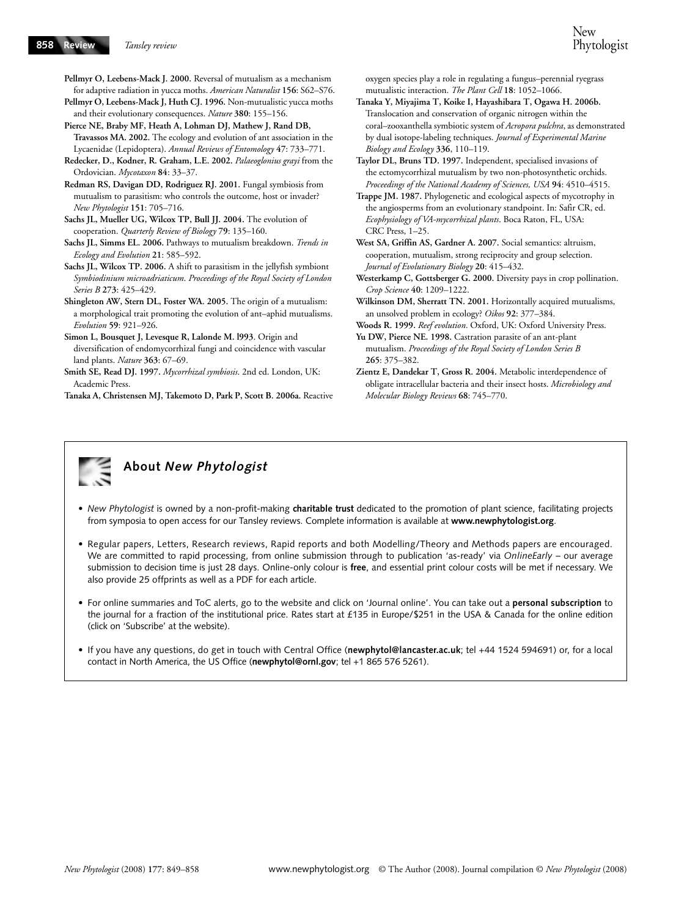**Pellmyr O, Leebens-Mack J. 2000.** Reversal of mutualism as a mechanism for adaptive radiation in yucca moths. *American Naturalist* **156**: S62–S76.

**Pellmyr O, Leebens-Mack J, Huth CJ. 1996.** Non-mutualistic yucca moths and their evolutionary consequences. *Nature* **380**: 155–156.

**Pierce NE, Braby MF, Heath A, Lohman DJ, Mathew J, Rand DB, Travassos MA. 2002.** The ecology and evolution of ant association in the Lycaenidae (Lepidoptera). *Annual Reviews of Entomology* **47**: 733–771.

**Redecker, D., Kodner, R. Graham, L.E. 2002.** *Palaeoglonius grayi* from the Ordovician. *Mycotaxon* **84**: 33–37.

**Redman RS, Davigan DD, Rodriguez RJ. 2001.** Fungal symbiosis from mutualism to parasitism: who controls the outcome, host or invader? *New Phytologist* **151**: 705–716.

**Sachs JL, Mueller UG, Wilcox TP, Bull JJ. 2004.** The evolution of cooperation. *Quarterly Review of Biology* **79**: 135–160.

**Sachs JL, Simms EL. 2006.** Pathways to mutualism breakdown. *Trends in Ecology and Evolution* **21**: 585–592.

**Sachs JL, Wilcox TP. 2006.** A shift to parasitism in the jellyfish symbiont *Symbiodinium microadriaticum*. *Proceedings of the Royal Society of London Series B* **273**: 425–429.

**Shingleton AW, Stern DL, Foster WA. 2005.** The origin of a mutualism: a morphological trait promoting the evolution of ant–aphid mutualisms. *Evolution* **59**: 921–926.

**Simon L, Bousquet J, Levesque R, Lalonde M. l993.** Origin and diversification of endomycorrhizal fungi and coincidence with vascular land plants. *Nature* **363**: 67–69.

**Smith SE, Read DJ. 1997.** *Mycorrhizal symbiosis*. 2nd ed. London, UK: Academic Press.

**Tanaka A, Christensen MJ, Takemoto D, Park P, Scott B. 2006a.** Reactive oxygen species play a role in regulating a fungus–perennial ryegrass mutualistic interaction. *The Plant Cell* **18**: 1052–1066.

**Tanaka Y, Miyajima T, Koike I, Hayashibara T, Ogawa H. 2006b.** Translocation and conservation of organic nitrogen within the coral–zooxanthella symbiotic system of *Acropora pulchra*, as demonstrated by dual isotope-labeling techniques. *Journal of Experimental Marine Biology and Ecology* **336**, 110–119.

**Taylor DL, Bruns TD. 1997.** Independent, specialised invasions of the ectomycorrhizal mutualism by two non-photosynthetic orchids. *Proceedings of the National Academy of Sciences, USA* **94**: 4510–4515.

**Trappe JM. 1987.** Phylogenetic and ecological aspects of mycotrophy in the angiosperms from an evolutionary standpoint. In: Safir CR, ed. *Ecophysiology of VA-mycorrhizal plants*. Boca Raton, FL, USA: CRC Press, 1–25.

**West SA, Griffin AS, Gardner A. 2007.** Social semantics: altruism, cooperation, mutualism, strong reciprocity and group selection. *Journal of Evolutionary Biology* **20**: 415–432.

**Westerkamp C, Gottsberger G. 2000.** Diversity pays in crop pollination. *Crop Science* **40**: 1209–1222.

**Wilkinson DM, Sherratt TN. 2001.** Horizontally acquired mutualisms, an unsolved problem in ecology? *Oikos* **92**: 377–384.

**Woods R. 1999.** *Reef evolution*. Oxford, UK: Oxford University Press.

**Yu DW, Pierce NE. 1998.** Castration parasite of an ant-plant mutualism. *Proceedings of the Royal Society of London Series B* **265**: 375–382.

**Zientz E, Dandekar T, Gross R. 2004.** Metabolic interdependence of obligate intracellular bacteria and their insect hosts. *Microbiology and Molecular Biology Reviews* **68**: 745–770.

## About *New Phytologist*

- *New Phytologist* is owned by a non-profit-making **charitable trust** dedicated to the promotion of plant science, facilitating projects from symposia to open access for our Tansley reviews. Complete information is available at **www.newphytologist.org**.
- Regular papers, Letters, Research reviews, Rapid reports and both Modelling/Theory and Methods papers are encouraged. We are committed to rapid processing, from online submission through to publication 'as-ready' via *OnlineEarly* – our average submission to decision time is just 28 days. Online-only colour is **free**, and essential print colour costs will be met if necessary. We also provide 25 offprints as well as a PDF for each article.
- For online summaries and ToC alerts, go to the website and click on 'Journal online'. You can take out a **personal subscription** to the journal for a fraction of the institutional price. Rates start at £135 in Europe/$251 in the USA & Canada for the online edition (click on 'Subscribe' at the website).
- If you have any questions, do get in touch with Central Office (**newphytol@lancaster.ac.uk**; tel +44 1524 594691) or, for a local contact in North America, the US Office (**newphytol@ornl.gov**; tel +1 865 576 5261).